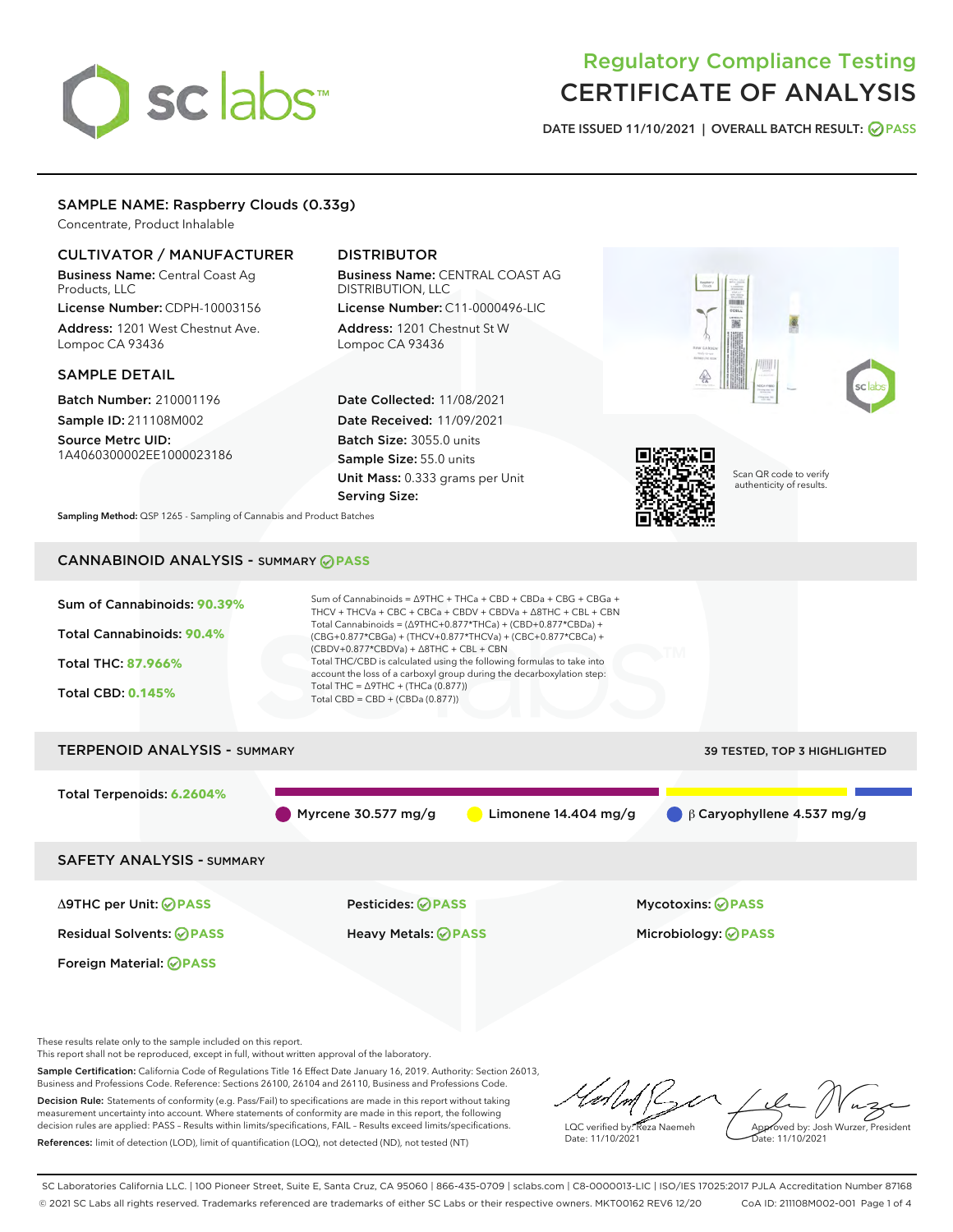# Regulatory Compliance Testing
# CERTIFICATE OF ANALYSIS

DATE ISSUED 11/10/2021 | OVERALL BATCH RESULT: PASS

## SAMPLE NAME: Raspberry Clouds (0.33g)

Concentrate, Product Inhalable

### CULTIVATOR / MANUFACTURER

**Business Name:** Central Coast Ag Products, LLC

**License Number:** CDPH-10003156

**Address:** 1201 West Chestnut Ave. Lompoc CA 93436

### DISTRIBUTOR

**Business Name:** CENTRAL COAST AG DISTRIBUTION, LLC

**License Number:** C11-0000496-LIC

**Address:** 1201 Chestnut St W Lompoc CA 93436

### SAMPLE DETAIL

**Batch Number:** 210001196

**Sample ID:** 211108M002

**Source Metrc UID:** 1A4060300002EE1000023186

**Date Collected:** 11/08/2021

**Date Received:** 11/09/2021

**Batch Size:** 3055.0 units

**Sample Size:** 55.0 units

**Unit Mass:** 0.333 grams per Unit

**Serving Size:**

Scan QR code to verify authenticity of results.

**Sampling Method:** QSP 1265 - Sampling of Cannabis and Product Batches

## CANNABINOID ANALYSIS - SUMMARY PASS

Sum of Cannabinoids: **90.39%**

Total Cannabinoids: **90.4%**

Total THC: **87.966%**

Total CBD: **0.145%**

Sum of Cannabinoids = Δ9THC + THCa + CBD + CBDa + CBG + CBGa + THCV + THCVa + CBC + CBCa + CBDV + CBDVa + Δ8THC + CBL + CBN

Total Cannabinoids = (Δ9THC+0.877*THCa) + (CBD+0.877*CBDa) + (CBG+0.877*CBGa) + (THCV+0.877*THCVa) + (CBC+0.877*CBCa) + (CBDV+0.877*CBDVa) + Δ8THC + CBL + CBN

Total THC/CBD is calculated using the following formulas to take into account the loss of a carboxyl group during the decarboxylation step:

Total THC = Δ9THC + (THCa (0.877))

Total CBD = CBD + (CBDa (0.877))

## TERPENOID ANALYSIS - SUMMARY

39 TESTED, TOP 3 HIGHLIGHTED

Total Terpenoids: **6.2604%**

Myrcene 30.577 mg/g | Limonene 14.404 mg/g | β Caryophyllene 4.537 mg/g

## SAFETY ANALYSIS - SUMMARY

| | | |
|---|---|---|
| Δ9THC per Unit: PASS | Pesticides: PASS | Mycotoxins: PASS |
| Residual Solvents: PASS | Heavy Metals: PASS | Microbiology: PASS |
| Foreign Material: PASS | | |

These results relate only to the sample included on this report.
This report shall not be reproduced, except in full, without written approval of the laboratory.

**Sample Certification:** California Code of Regulations Title 16 Effect Date January 16, 2019. Authority: Section 26013, Business and Professions Code. Reference: Sections 26100, 26104 and 26110, Business and Professions Code.

**Decision Rule:** Statements of conformity (e.g. Pass/Fail) to specifications are made in this report without taking measurement uncertainty into account. Where statements of conformity are made in this report, the following decision rules are applied: PASS – Results within limits/specifications, FAIL – Results exceed limits/specifications.

**References:** limit of detection (LOD), limit of quantification (LOQ), not detected (ND), not tested (NT)

LQC verified by: Reza Naemeh
Date: 11/10/2021

Approved by: Josh Wurzer, President
Date: 11/10/2021

SC Laboratories California LLC. | 100 Pioneer Street, Suite E, Santa Cruz, CA 95060 | 866-435-0709 | sclabs.com | C8-0000013-LIC | ISO/IES 17025:2017 PJLA Accreditation Number 87168
© 2021 SC Labs all rights reserved. Trademarks referenced are trademarks of either SC Labs or their respective owners. MKT00162 REV6 12/20 CoA ID: 211108M002-001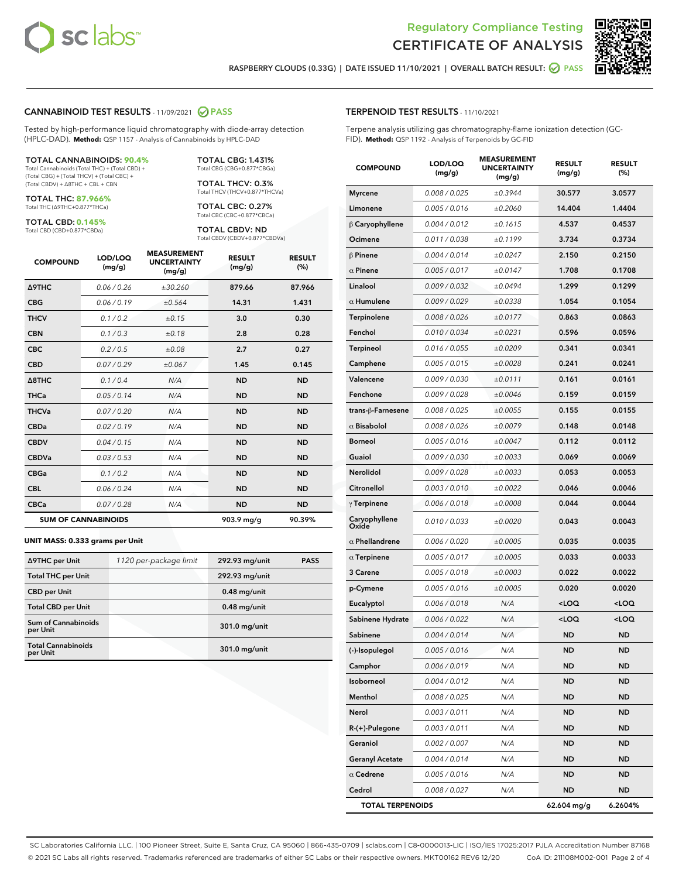Regulatory Compliance Testing
CERTIFICATE OF ANALYSIS

RASPBERRY CLOUDS (0.33G) | DATE ISSUED 11/10/2021 | OVERALL BATCH RESULT: PASS

## CANNABINOID TEST RESULTS - 11/09/2021 PASS

Tested by high-performance liquid chromatography with diode-array detection (HPLC-DAD). **Method:** QSP 1157 - Analysis of Cannabinoids by HPLC-DAD

**TOTAL CANNABINOIDS: 90.4%**
Total Cannabinoids (Total THC) + (Total CBD) + (Total CBG) + (Total THCV) + (Total CBC) + (Total CBDV) + Δ8THC + CBL + CBN

**TOTAL THC: 87.966%**
Total THC (Δ9THC+0.877*THCa)

**TOTAL CBD: 0.145%**
Total CBD (CBD+0.877*CBDa)

**TOTAL CBG: 1.431%**
Total CBG (CBG+0.877*CBGa)

**TOTAL THCV: 0.3%**
Total THCV (THCV+0.877*THCVa)

**TOTAL CBC: 0.27%**
Total CBC (CBC+0.877*CBCa)

**TOTAL CBDV: ND**
Total CBDV (CBDV+0.877*CBDVa)

| COMPOUND | LOD/LOQ (mg/g) | MEASUREMENT UNCERTAINTY (mg/g) | RESULT (mg/g) | RESULT (%) |
|---|---|---|---|---|
| Δ9THC | 0.06 / 0.26 | ±30.260 | 879.66 | 87.966 |
| CBG | 0.06 / 0.19 | ±0.564 | 14.31 | 1.431 |
| THCV | 0.1 / 0.2 | ±0.15 | 3.0 | 0.30 |
| CBN | 0.1 / 0.3 | ±0.18 | 2.8 | 0.28 |
| CBC | 0.2 / 0.5 | ±0.08 | 2.7 | 0.27 |
| CBD | 0.07 / 0.29 | ±0.067 | 1.45 | 0.145 |
| Δ8THC | 0.1 / 0.4 | N/A | ND | ND |
| THCa | 0.05 / 0.14 | N/A | ND | ND |
| THCVa | 0.07 / 0.20 | N/A | ND | ND |
| CBDa | 0.02 / 0.19 | N/A | ND | ND |
| CBDV | 0.04 / 0.15 | N/A | ND | ND |
| CBDVa | 0.03 / 0.53 | N/A | ND | ND |
| CBGa | 0.1 / 0.2 | N/A | ND | ND |
| CBL | 0.06 / 0.24 | N/A | ND | ND |
| CBCa | 0.07 / 0.28 | N/A | ND | ND |
| **SUM OF CANNABINOIDS** | | | 903.9 mg/g | 90.39% |

**UNIT MASS: 0.333 grams per Unit**

| | | | |
|---|---|---|---|
| Δ9THC per Unit | 1120 per-package limit | 292.93 mg/unit | PASS |
| Total THC per Unit | | 292.93 mg/unit | |
| CBD per Unit | | 0.48 mg/unit | |
| Total CBD per Unit | | 0.48 mg/unit | |
| Sum of Cannabinoids per Unit | | 301.0 mg/unit | |
| Total Cannabinoids per Unit | | 301.0 mg/unit | |

## TERPENOID TEST RESULTS - 11/10/2021

Terpene analysis utilizing gas chromatography-flame ionization detection (GC-FID). **Method:** QSP 1192 - Analysis of Terpenoids by GC-FID

| COMPOUND | LOD/LOQ (mg/g) | MEASUREMENT UNCERTAINTY (mg/g) | RESULT (mg/g) | RESULT (%) |
|---|---|---|---|---|
| Myrcene | 0.008 / 0.025 | ±0.3944 | 30.577 | 3.0577 |
| Limonene | 0.005 / 0.016 | ±0.2060 | 14.404 | 1.4404 |
| β Caryophyllene | 0.004 / 0.012 | ±0.1615 | 4.537 | 0.4537 |
| Ocimene | 0.011 / 0.038 | ±0.1199 | 3.734 | 0.3734 |
| β Pinene | 0.004 / 0.014 | ±0.0247 | 2.150 | 0.2150 |
| α Pinene | 0.005 / 0.017 | ±0.0147 | 1.708 | 0.1708 |
| Linalool | 0.009 / 0.032 | ±0.0494 | 1.299 | 0.1299 |
| α Humulene | 0.009 / 0.029 | ±0.0338 | 1.054 | 0.1054 |
| Terpinolene | 0.008 / 0.026 | ±0.0177 | 0.863 | 0.0863 |
| Fenchol | 0.010 / 0.034 | ±0.0231 | 0.596 | 0.0596 |
| Terpineol | 0.016 / 0.055 | ±0.0209 | 0.341 | 0.0341 |
| Camphene | 0.005 / 0.015 | ±0.0028 | 0.241 | 0.0241 |
| Valencene | 0.009 / 0.030 | ±0.0111 | 0.161 | 0.0161 |
| Fenchone | 0.009 / 0.028 | ±0.0046 | 0.159 | 0.0159 |
| trans-β-Farnesene | 0.008 / 0.025 | ±0.0055 | 0.155 | 0.0155 |
| α Bisabolol | 0.008 / 0.026 | ±0.0079 | 0.148 | 0.0148 |
| Borneol | 0.005 / 0.016 | ±0.0047 | 0.112 | 0.0112 |
| Guaiol | 0.009 / 0.030 | ±0.0033 | 0.069 | 0.0069 |
| Nerolidol | 0.009 / 0.028 | ±0.0033 | 0.053 | 0.0053 |
| Citronellol | 0.003 / 0.010 | ±0.0022 | 0.046 | 0.0046 |
| γ Terpinene | 0.006 / 0.018 | ±0.0008 | 0.044 | 0.0044 |
| Caryophyllene Oxide | 0.010 / 0.033 | ±0.0020 | 0.043 | 0.0043 |
| α Phellandrene | 0.006 / 0.020 | ±0.0005 | 0.035 | 0.0035 |
| α Terpinene | 0.005 / 0.017 | ±0.0005 | 0.033 | 0.0033 |
| 3 Carene | 0.005 / 0.018 | ±0.0003 | 0.022 | 0.0022 |
| p-Cymene | 0.005 / 0.016 | ±0.0005 | 0.020 | 0.0020 |
| Eucalyptol | 0.006 / 0.018 | N/A | <LOQ | <LOQ |
| Sabinene Hydrate | 0.006 / 0.022 | N/A | <LOQ | <LOQ |
| Sabinene | 0.004 / 0.014 | N/A | ND | ND |
| (-)-Isopulegol | 0.005 / 0.016 | N/A | ND | ND |
| Camphor | 0.006 / 0.019 | N/A | ND | ND |
| Isoborneol | 0.004 / 0.012 | N/A | ND | ND |
| Menthol | 0.008 / 0.025 | N/A | ND | ND |
| Nerol | 0.003 / 0.011 | N/A | ND | ND |
| R-(+)-Pulegone | 0.003 / 0.011 | N/A | ND | ND |
| Geraniol | 0.002 / 0.007 | N/A | ND | ND |
| Geranyl Acetate | 0.004 / 0.014 | N/A | ND | ND |
| α Cedrene | 0.005 / 0.016 | N/A | ND | ND |
| Cedrol | 0.008 / 0.027 | N/A | ND | ND |
| **TOTAL TERPENOIDS** | | | 62.604 mg/g | 6.2604% |

SC Laboratories California LLC. | 100 Pioneer Street, Suite E, Santa Cruz, CA 95060 | 866-435-0709 | sclabs.com | C8-0000013-LIC | ISO/IES 17025:2017 PJLA Accreditation Number 87168
© 2021 SC Labs all rights reserved. Trademarks referenced are trademarks of either SC Labs or their respective owners. MKT00162 REV6 12/20 CoA ID: 211108M002-001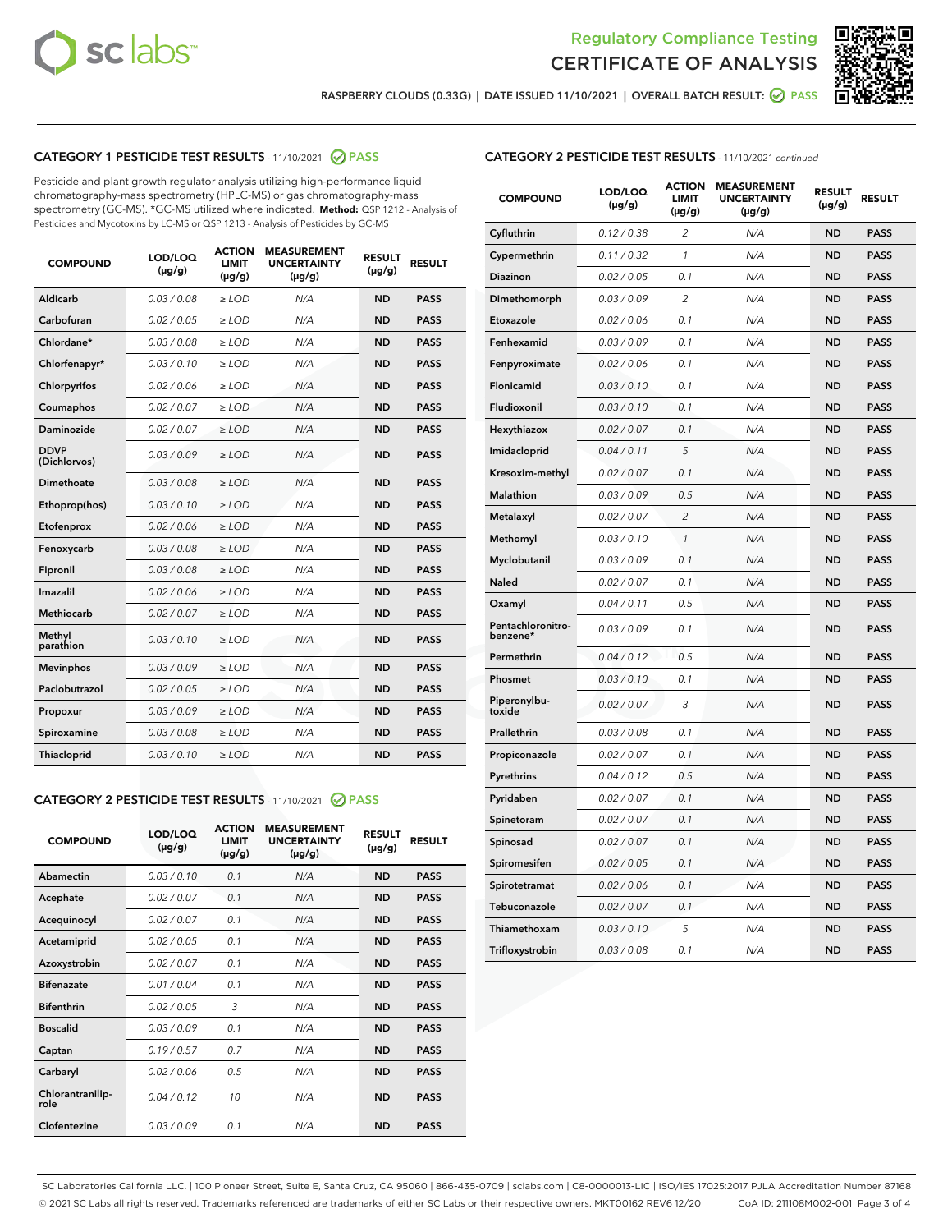Regulatory Compliance Testing
# CERTIFICATE OF ANALYSIS

RASPBERRY CLOUDS (0.33G) | DATE ISSUED 11/10/2021 | OVERALL BATCH RESULT: PASS

## CATEGORY 1 PESTICIDE TEST RESULTS - 11/10/2021 PASS

Pesticide and plant growth regulator analysis utilizing high-performance liquid chromatography-mass spectrometry (HPLC-MS) or gas chromatography-mass spectrometry (GC-MS). *GC-MS utilized where indicated. **Method:** QSP 1212 - Analysis of Pesticides and Mycotoxins by LC-MS or QSP 1213 - Analysis of Pesticides by GC-MS

| COMPOUND | LOD/LOQ (µg/g) | ACTION LIMIT (µg/g) | MEASUREMENT UNCERTAINTY (µg/g) | RESULT (µg/g) | RESULT |
|---|---|---|---|---|---|
| Aldicarb | 0.03 / 0.08 | ≥ LOD | N/A | ND | PASS |
| Carbofuran | 0.02 / 0.05 | ≥ LOD | N/A | ND | PASS |
| Chlordane* | 0.03 / 0.08 | ≥ LOD | N/A | ND | PASS |
| Chlorfenapyr* | 0.03 / 0.10 | ≥ LOD | N/A | ND | PASS |
| Chlorpyrifos | 0.02 / 0.06 | ≥ LOD | N/A | ND | PASS |
| Coumaphos | 0.02 / 0.07 | ≥ LOD | N/A | ND | PASS |
| Daminozide | 0.02 / 0.07 | ≥ LOD | N/A | ND | PASS |
| DDVP (Dichlorvos) | 0.03 / 0.09 | ≥ LOD | N/A | ND | PASS |
| Dimethoate | 0.03 / 0.08 | ≥ LOD | N/A | ND | PASS |
| Ethoprop(hos) | 0.03 / 0.10 | ≥ LOD | N/A | ND | PASS |
| Etofenprox | 0.02 / 0.06 | ≥ LOD | N/A | ND | PASS |
| Fenoxycarb | 0.03 / 0.08 | ≥ LOD | N/A | ND | PASS |
| Fipronil | 0.03 / 0.08 | ≥ LOD | N/A | ND | PASS |
| Imazalil | 0.02 / 0.06 | ≥ LOD | N/A | ND | PASS |
| Methiocarb | 0.02 / 0.07 | ≥ LOD | N/A | ND | PASS |
| Methyl parathion | 0.03 / 0.10 | ≥ LOD | N/A | ND | PASS |
| Mevinphos | 0.03 / 0.09 | ≥ LOD | N/A | ND | PASS |
| Paclobutrazol | 0.02 / 0.05 | ≥ LOD | N/A | ND | PASS |
| Propoxur | 0.03 / 0.09 | ≥ LOD | N/A | ND | PASS |
| Spiroxamine | 0.03 / 0.08 | ≥ LOD | N/A | ND | PASS |
| Thiacloprid | 0.03 / 0.10 | ≥ LOD | N/A | ND | PASS |

## CATEGORY 2 PESTICIDE TEST RESULTS - 11/10/2021 PASS

| COMPOUND | LOD/LOQ (µg/g) | ACTION LIMIT (µg/g) | MEASUREMENT UNCERTAINTY (µg/g) | RESULT (µg/g) | RESULT |
|---|---|---|---|---|---|
| Abamectin | 0.03 / 0.10 | 0.1 | N/A | ND | PASS |
| Acephate | 0.02 / 0.07 | 0.1 | N/A | ND | PASS |
| Acequinocyl | 0.02 / 0.07 | 0.1 | N/A | ND | PASS |
| Acetamiprid | 0.02 / 0.05 | 0.1 | N/A | ND | PASS |
| Azoxystrobin | 0.02 / 0.07 | 0.1 | N/A | ND | PASS |
| Bifenazate | 0.01 / 0.04 | 0.1 | N/A | ND | PASS |
| Bifenthrin | 0.02 / 0.05 | 3 | N/A | ND | PASS |
| Boscalid | 0.03 / 0.09 | 0.1 | N/A | ND | PASS |
| Captan | 0.19 / 0.57 | 0.7 | N/A | ND | PASS |
| Carbaryl | 0.02 / 0.06 | 0.5 | N/A | ND | PASS |
| Chlorantraniliprole | 0.04 / 0.12 | 10 | N/A | ND | PASS |
| Clofentezine | 0.03 / 0.09 | 0.1 | N/A | ND | PASS |
| Cyfluthrin | 0.12 / 0.38 | 2 | N/A | ND | PASS |
| Cypermethrin | 0.11 / 0.32 | 1 | N/A | ND | PASS |
| Diazinon | 0.02 / 0.05 | 0.1 | N/A | ND | PASS |
| Dimethomorph | 0.03 / 0.09 | 2 | N/A | ND | PASS |
| Etoxazole | 0.02 / 0.06 | 0.1 | N/A | ND | PASS |
| Fenhexamid | 0.03 / 0.09 | 0.1 | N/A | ND | PASS |
| Fenpyroximate | 0.02 / 0.06 | 0.1 | N/A | ND | PASS |
| Flonicamid | 0.03 / 0.10 | 0.1 | N/A | ND | PASS |
| Fludioxonil | 0.03 / 0.10 | 0.1 | N/A | ND | PASS |
| Hexythiazox | 0.02 / 0.07 | 0.1 | N/A | ND | PASS |
| Imidacloprid | 0.04 / 0.11 | 5 | N/A | ND | PASS |
| Kresoxim-methyl | 0.02 / 0.07 | 0.1 | N/A | ND | PASS |
| Malathion | 0.03 / 0.09 | 0.5 | N/A | ND | PASS |
| Metalaxyl | 0.02 / 0.07 | 2 | N/A | ND | PASS |
| Methomyl | 0.03 / 0.10 | 1 | N/A | ND | PASS |
| Myclobutanil | 0.03 / 0.09 | 0.1 | N/A | ND | PASS |
| Naled | 0.02 / 0.07 | 0.1 | N/A | ND | PASS |
| Oxamyl | 0.04 / 0.11 | 0.5 | N/A | ND | PASS |
| Pentachloronitrobenzene* | 0.03 / 0.09 | 0.1 | N/A | ND | PASS |
| Permethrin | 0.04 / 0.12 | 0.5 | N/A | ND | PASS |
| Phosmet | 0.03 / 0.10 | 0.1 | N/A | ND | PASS |
| Piperonylbutoxide | 0.02 / 0.07 | 3 | N/A | ND | PASS |
| Prallethrin | 0.03 / 0.08 | 0.1 | N/A | ND | PASS |
| Propiconazole | 0.02 / 0.07 | 0.1 | N/A | ND | PASS |
| Pyrethrins | 0.04 / 0.12 | 0.5 | N/A | ND | PASS |
| Pyridaben | 0.02 / 0.07 | 0.1 | N/A | ND | PASS |
| Spinetoram | 0.02 / 0.07 | 0.1 | N/A | ND | PASS |
| Spinosad | 0.02 / 0.07 | 0.1 | N/A | ND | PASS |
| Spiromesifen | 0.02 / 0.05 | 0.1 | N/A | ND | PASS |
| Spirotetramat | 0.02 / 0.06 | 0.1 | N/A | ND | PASS |
| Tebuconazole | 0.02 / 0.07 | 0.1 | N/A | ND | PASS |
| Thiamethoxam | 0.03 / 0.10 | 5 | N/A | ND | PASS |
| Trifloxystrobin | 0.03 / 0.08 | 0.1 | N/A | ND | PASS |

SC Laboratories California LLC. | 100 Pioneer Street, Suite E, Santa Cruz, CA 95060 | 866-435-0709 | sclabs.com | C8-0000013-LIC | ISO/IES 17025:2017 PJLA Accreditation Number 87168
© 2021 SC Labs all rights reserved. Trademarks referenced are trademarks of either SC Labs or their respective owners. MKT00162 REV6 12/20 CoA ID: 211108M002-001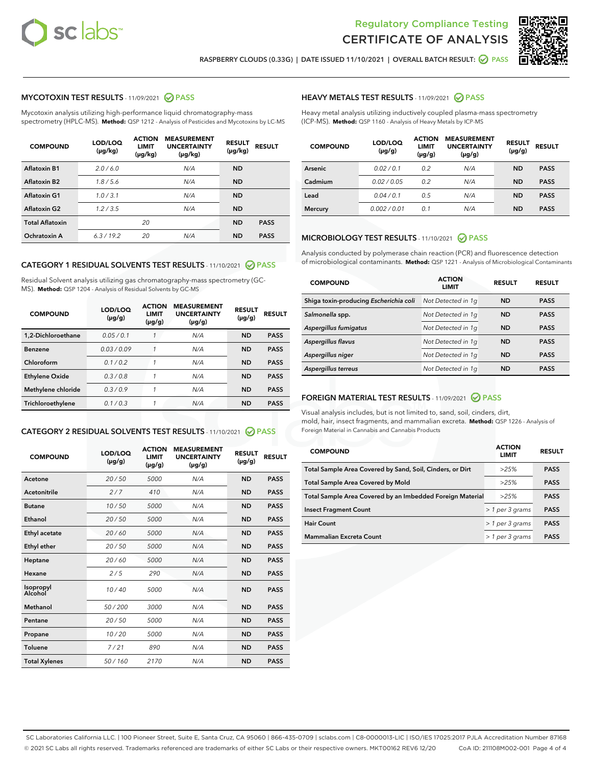# Regulatory Compliance Testing
# CERTIFICATE OF ANALYSIS

RASPBERRY CLOUDS (0.33G) | DATE ISSUED 11/10/2021 | OVERALL BATCH RESULT: PASS

## MYCOTOXIN TEST RESULTS - 11/09/2021 PASS

Mycotoxin analysis utilizing high-performance liquid chromatography-mass spectrometry (HPLC-MS). **Method:** QSP 1212 - Analysis of Pesticides and Mycotoxins by LC-MS

| COMPOUND | LOD/LOQ (µg/kg) | ACTION LIMIT (µg/kg) | MEASUREMENT UNCERTAINTY (µg/kg) | RESULT (µg/kg) | RESULT |
|---|---|---|---|---|---|
| Aflatoxin B1 | 2.0 / 6.0 | | N/A | ND | |
| Aflatoxin B2 | 1.8 / 5.6 | | N/A | ND | |
| Aflatoxin G1 | 1.0 / 3.1 | | N/A | ND | |
| Aflatoxin G2 | 1.2 / 3.5 | | N/A | ND | |
| Total Aflatoxin | | 20 | | ND | PASS |
| Ochratoxin A | 6.3 / 19.2 | 20 | N/A | ND | PASS |

## CATEGORY 1 RESIDUAL SOLVENTS TEST RESULTS - 11/10/2021 PASS

Residual Solvent analysis utilizing gas chromatography-mass spectrometry (GC-MS). **Method:** QSP 1204 - Analysis of Residual Solvents by GC-MS

| COMPOUND | LOD/LOQ (µg/g) | ACTION LIMIT (µg/g) | MEASUREMENT UNCERTAINTY (µg/g) | RESULT (µg/g) | RESULT |
|---|---|---|---|---|---|
| 1,2-Dichloroethane | 0.05 / 0.1 | 1 | N/A | ND | PASS |
| Benzene | 0.03 / 0.09 | 1 | N/A | ND | PASS |
| Chloroform | 0.1 / 0.2 | 1 | N/A | ND | PASS |
| Ethylene Oxide | 0.3 / 0.8 | 1 | N/A | ND | PASS |
| Methylene chloride | 0.3 / 0.9 | 1 | N/A | ND | PASS |
| Trichloroethylene | 0.1 / 0.3 | 1 | N/A | ND | PASS |

## CATEGORY 2 RESIDUAL SOLVENTS TEST RESULTS - 11/10/2021 PASS

| COMPOUND | LOD/LOQ (µg/g) | ACTION LIMIT (µg/g) | MEASUREMENT UNCERTAINTY (µg/g) | RESULT (µg/g) | RESULT |
|---|---|---|---|---|---|
| Acetone | 20 / 50 | 5000 | N/A | ND | PASS |
| Acetonitrile | 2 / 7 | 410 | N/A | ND | PASS |
| Butane | 10 / 50 | 5000 | N/A | ND | PASS |
| Ethanol | 20 / 50 | 5000 | N/A | ND | PASS |
| Ethyl acetate | 20 / 60 | 5000 | N/A | ND | PASS |
| Ethyl ether | 20 / 50 | 5000 | N/A | ND | PASS |
| Heptane | 20 / 60 | 5000 | N/A | ND | PASS |
| Hexane | 2 / 5 | 290 | N/A | ND | PASS |
| Isopropyl Alcohol | 10 / 40 | 5000 | N/A | ND | PASS |
| Methanol | 50 / 200 | 3000 | N/A | ND | PASS |
| Pentane | 20 / 50 | 5000 | N/A | ND | PASS |
| Propane | 10 / 20 | 5000 | N/A | ND | PASS |
| Toluene | 7 / 21 | 890 | N/A | ND | PASS |
| Total Xylenes | 50 / 160 | 2170 | N/A | ND | PASS |

## HEAVY METALS TEST RESULTS - 11/09/2021 PASS

Heavy metal analysis utilizing inductively coupled plasma-mass spectrometry (ICP-MS). **Method:** QSP 1160 - Analysis of Heavy Metals by ICP-MS

| COMPOUND | LOD/LOQ (µg/g) | ACTION LIMIT (µg/g) | MEASUREMENT UNCERTAINTY (µg/g) | RESULT (µg/g) | RESULT |
|---|---|---|---|---|---|
| Arsenic | 0.02 / 0.1 | 0.2 | N/A | ND | PASS |
| Cadmium | 0.02 / 0.05 | 0.2 | N/A | ND | PASS |
| Lead | 0.04 / 0.1 | 0.5 | N/A | ND | PASS |
| Mercury | 0.002 / 0.01 | 0.1 | N/A | ND | PASS |

## MICROBIOLOGY TEST RESULTS - 11/10/2021 PASS

Analysis conducted by polymerase chain reaction (PCR) and fluorescence detection of microbiological contaminants. **Method:** QSP 1221 - Analysis of Microbiological Contaminants

| COMPOUND | ACTION LIMIT | RESULT | RESULT |
|---|---|---|---|
| Shiga toxin-producing *Escherichia coli* | Not Detected in 1g | ND | PASS |
| *Salmonella* spp. | Not Detected in 1g | ND | PASS |
| *Aspergillus fumigatus* | Not Detected in 1g | ND | PASS |
| *Aspergillus flavus* | Not Detected in 1g | ND | PASS |
| *Aspergillus niger* | Not Detected in 1g | ND | PASS |
| *Aspergillus terreus* | Not Detected in 1g | ND | PASS |

## FOREIGN MATERIAL TEST RESULTS - 11/09/2021 PASS

Visual analysis includes, but is not limited to, sand, soil, cinders, dirt, mold, hair, insect fragments, and mammalian excreta. **Method:** QSP 1226 - Analysis of Foreign Material in Cannabis and Cannabis Products

| COMPOUND | ACTION LIMIT | RESULT |
|---|---|---|
| Total Sample Area Covered by Sand, Soil, Cinders, or Dirt | >25% | PASS |
| Total Sample Area Covered by Mold | >25% | PASS |
| Total Sample Area Covered by an Imbedded Foreign Material | >25% | PASS |
| Insect Fragment Count | > 1 per 3 grams | PASS |
| Hair Count | > 1 per 3 grams | PASS |
| Mammalian Excreta Count | > 1 per 3 grams | PASS |

SC Laboratories California LLC. | 100 Pioneer Street, Suite E, Santa Cruz, CA 95060 | 866-435-0709 | sclabs.com | C8-0000013-LIC | ISO/IES 17025:2017 PJLA Accreditation Number 87168
© 2021 SC Labs all rights reserved. Trademarks referenced are trademarks of either SC Labs or their respective owners. MKT00162 REV6 12/20 CoA ID: 211108M002-001